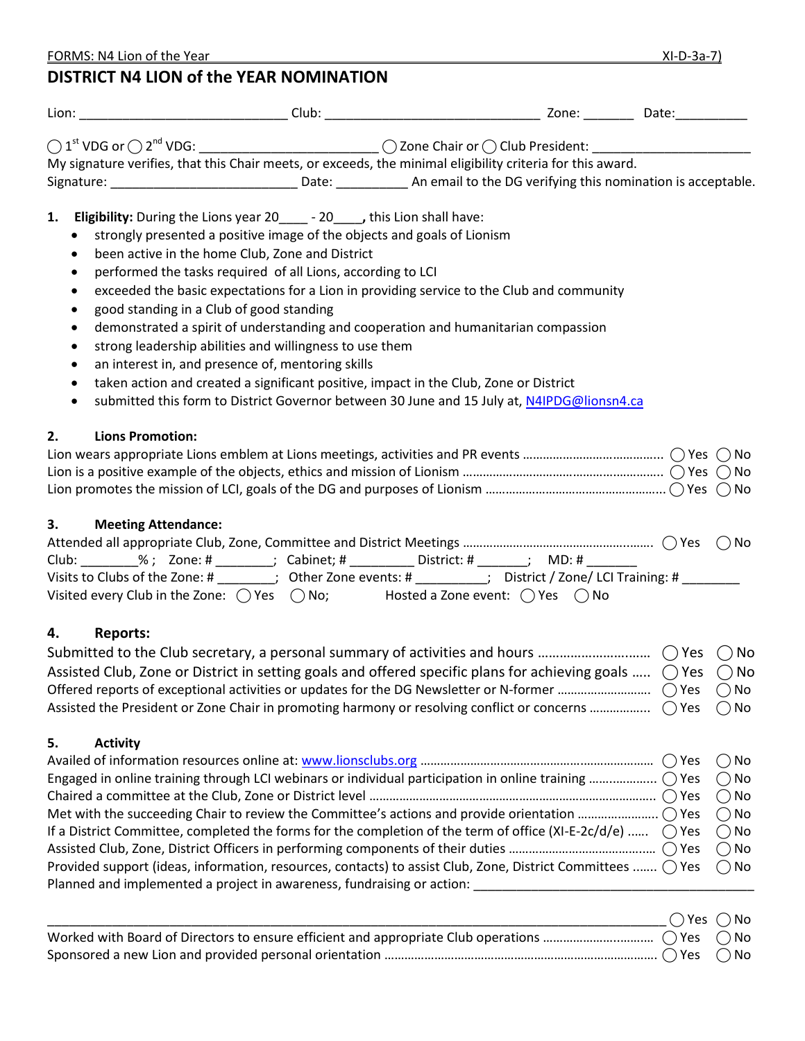FORMS: N4 Lion of the Year XI-D-3a-7)

# DISTRICT N4 LION of the YEAR NOMINATION

Lion: ____________________________ Club: ______________________________ Zone: _______ Date:__________

◯ 1st VDG or ◯ 2nd VDG: ________________________ ◯ Zone Chair or ◯ Club President: _____________________

My signature verifies, that this Chair meets, or exceeds, the minimal eligibility criteria for this award.

Signature: _________________________ Date: __________ An email to the DG verifying this nomination is acceptable.

1. **Eligibility:** During the Lions year 20____ - 20____**,** this Lion shall have:
   - strongly presented a positive image of the objects and goals of Lionism
   - been active in the home Club, Zone and District
   - performed the tasks required of all Lions, according to LCI
   - exceeded the basic expectations for a Lion in providing service to the Club and community
   - good standing in a Club of good standing
   - demonstrated a spirit of understanding and cooperation and humanitarian compassion
   - strong leadership abilities and willingness to use them
   - an interest in, and presence of, mentoring skills
   - taken action and created a significant positive, impact in the Club, Zone or District
   - submitted this form to District Governor between 30 June and 15 July at, N4IPDG@lionsn4.ca

**2. Lions Promotion:**

Lion wears appropriate Lions emblem at Lions meetings, activities and PR events .......... ◯ Yes ◯ No

Lion is a positive example of the objects, ethics and mission of Lionism .......... ◯ Yes ◯ No

Lion promotes the mission of LCI, goals of the DG and purposes of Lionism .......... ◯ Yes ◯ No

**3. Meeting Attendance:**

Attended all appropriate Club, Zone, Committee and District Meetings .......... ◯ Yes ◯ No

Club: ________% ; Zone: # ________; Cabinet; # _________ District: # _______; MD: # _______

Visits to Clubs of the Zone: # ________; Other Zone events: # __________; District / Zone/ LCI Training: # ________

Visited every Club in the Zone: ◯ Yes ◯ No; Hosted a Zone event: ◯ Yes ◯ No

**4. Reports:**

Submitted to the Club secretary, a personal summary of activities and hours .......... ◯ Yes ◯ No

Assisted Club, Zone or District in setting goals and offered specific plans for achieving goals .......... ◯ Yes ◯ No

Offered reports of exceptional activities or updates for the DG Newsletter or N-former .......... ◯ Yes ◯ No

Assisted the President or Zone Chair in promoting harmony or resolving conflict or concerns .......... ◯ Yes ◯ No

**5. Activity**

Availed of information resources online at: www.lionsclubs.org .......... ◯ Yes ◯ No

Engaged in online training through LCI webinars or individual participation in online training .......... ◯ Yes ◯ No

Chaired a committee at the Club, Zone or District level .......... ◯ Yes ◯ No

Met with the succeeding Chair to review the Committee's actions and provide orientation .......... ◯ Yes ◯ No

If a District Committee, completed the forms for the completion of the term of office (XI-E-2c/d/e) .......... ◯ Yes ◯ No

Assisted Club, Zone, District Officers in performing components of their duties .......... ◯ Yes ◯ No

Provided support (ideas, information, resources, contacts) to assist Club, Zone, District Committees .......... ◯ Yes ◯ No

Planned and implemented a project in awareness, fundraising or action: ______________________________________

__________________________________________________________________________________ ◯ Yes ◯ No

Worked with Board of Directors to ensure efficient and appropriate Club operations .......... ◯ Yes ◯ No

Sponsored a new Lion and provided personal orientation .......... ◯ Yes ◯ No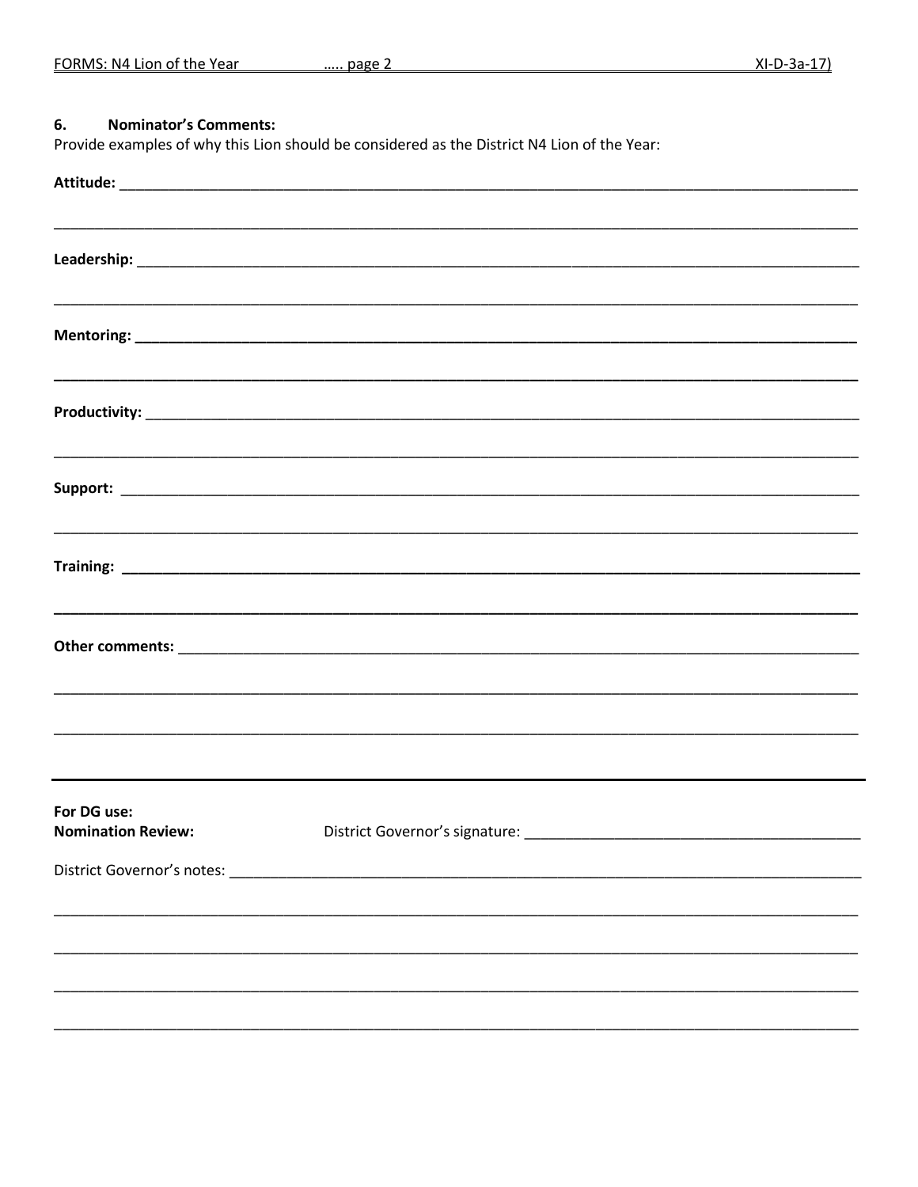### 6. Nominator's Comments:

Provide examples of why this Lion should be considered as the District N4 Lion of the Year:

**Attitude:** ______________________________________________________________________________

______________________________________________________________________________

**Leadership:** ______________________________________________________________________________

______________________________________________________________________________

**Mentoring:** ______________________________________________________________________________

______________________________________________________________________________

**Productivity:** ______________________________________________________________________________

______________________________________________________________________________

**Support:** ______________________________________________________________________________

______________________________________________________________________________

**Training:** ______________________________________________________________________________

______________________________________________________________________________

**Other comments:** ______________________________________________________________________________

______________________________________________________________________________

______________________________________________________________________________

---

**For DG use:**
**Nomination Review:** District Governor's signature: ______________________________________________

District Governor's notes: ______________________________________________________________________________

______________________________________________________________________________

______________________________________________________________________________

______________________________________________________________________________

______________________________________________________________________________